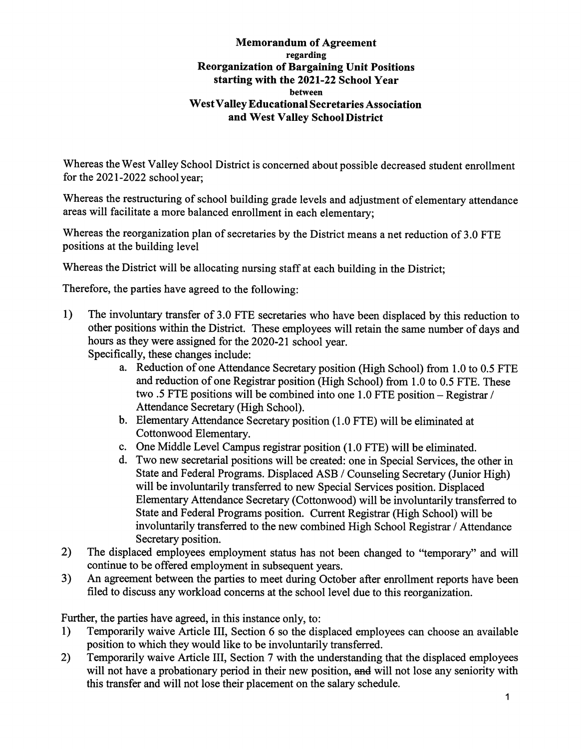# Memorandum of Agreement
regarding
## Reorganization of Bargaining Unit Positions starting with the 2021-22 School Year
between
## West Valley Educational Secretaries Association and West Valley School District

Whereas the West Valley School District is concerned about possible decreased student enrollment for the 2021-2022 school year;

Whereas the restructuring of school building grade levels and adjustment of elementary attendance areas will facilitate a more balanced enrollment in each elementary;

Whereas the reorganization plan of secretaries by the District means a net reduction of 3.0 FTE positions at the building level

Whereas the District will be allocating nursing staff at each building in the District;

Therefore, the parties have agreed to the following:

1) The involuntary transfer of 3.0 FTE secretaries who have been displaced by this reduction to other positions within the District. These employees will retain the same number of days and hours as they were assigned for the 2020-21 school year.
   Specifically, these changes include:
   a. Reduction of one Attendance Secretary position (High School) from 1.0 to 0.5 FTE and reduction of one Registrar position (High School) from 1.0 to 0.5 FTE. These two .5 FTE positions will be combined into one 1.0 FTE position – Registrar / Attendance Secretary (High School).
   b. Elementary Attendance Secretary position (1.0 FTE) will be eliminated at Cottonwood Elementary.
   c. One Middle Level Campus registrar position (1.0 FTE) will be eliminated.
   d. Two new secretarial positions will be created: one in Special Services, the other in State and Federal Programs. Displaced ASB / Counseling Secretary (Junior High) will be involuntarily transferred to new Special Services position. Displaced Elementary Attendance Secretary (Cottonwood) will be involuntarily transferred to State and Federal Programs position. Current Registrar (High School) will be involuntarily transferred to the new combined High School Registrar / Attendance Secretary position.
2) The displaced employees employment status has not been changed to "temporary" and will continue to be offered employment in subsequent years.
3) An agreement between the parties to meet during October after enrollment reports have been filed to discuss any workload concerns at the school level due to this reorganization.

Further, the parties have agreed, in this instance only, to:

1) Temporarily waive Article III, Section 6 so the displaced employees can choose an available position to which they would like to be involuntarily transferred.
2) Temporarily waive Article III, Section 7 with the understanding that the displaced employees will not have a probationary period in their new position, ~~and~~ will not lose any seniority with this transfer and will not lose their placement on the salary schedule.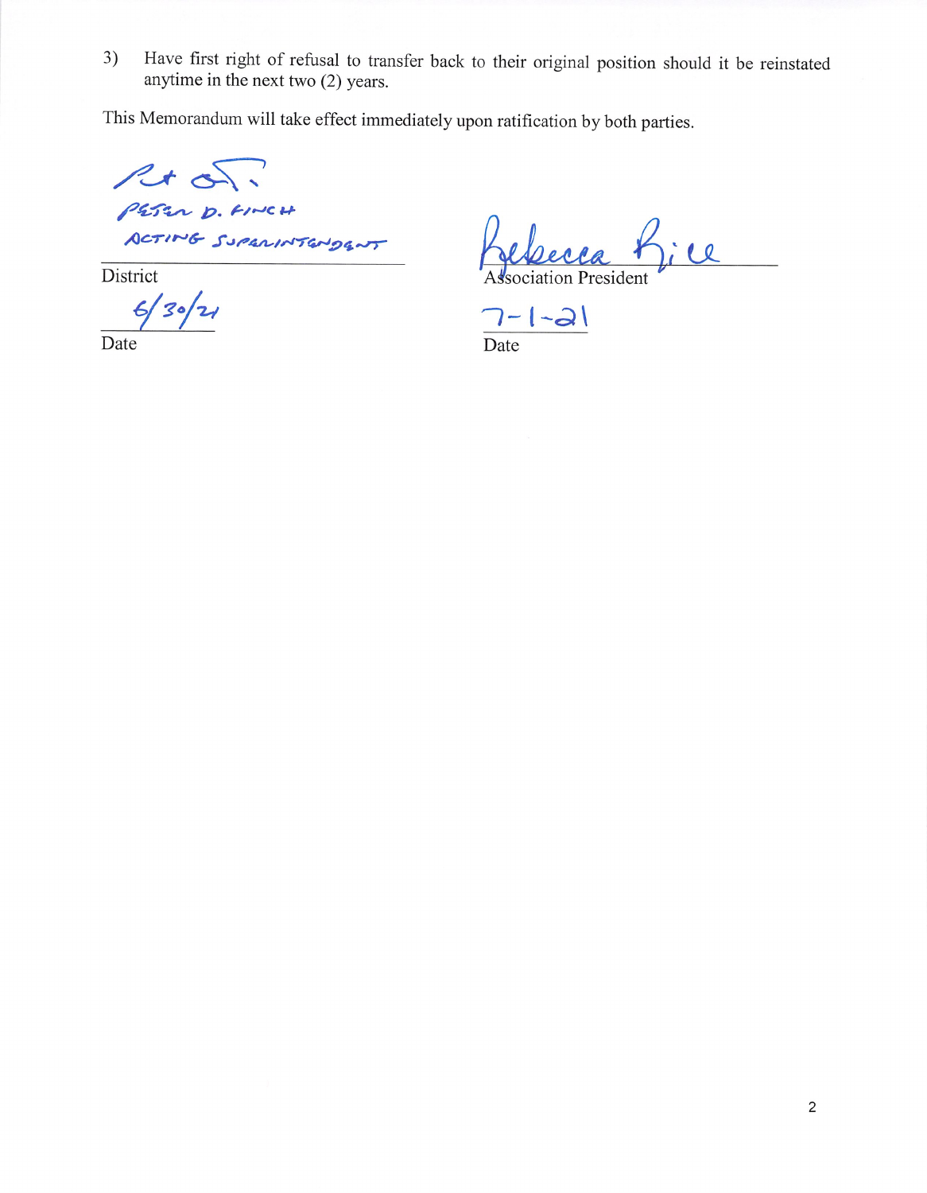3) Have first right of refusal to transfer back to their original position should it be reinstated anytime in the next two (2) years.

This Memorandum will take effect immediately upon ratification by both parties.

PETER D. FINCH
ACTING SUPERINTENDENT

District

6/30/21

Date

Rebecca Rice

Association President

7-1-21

Date